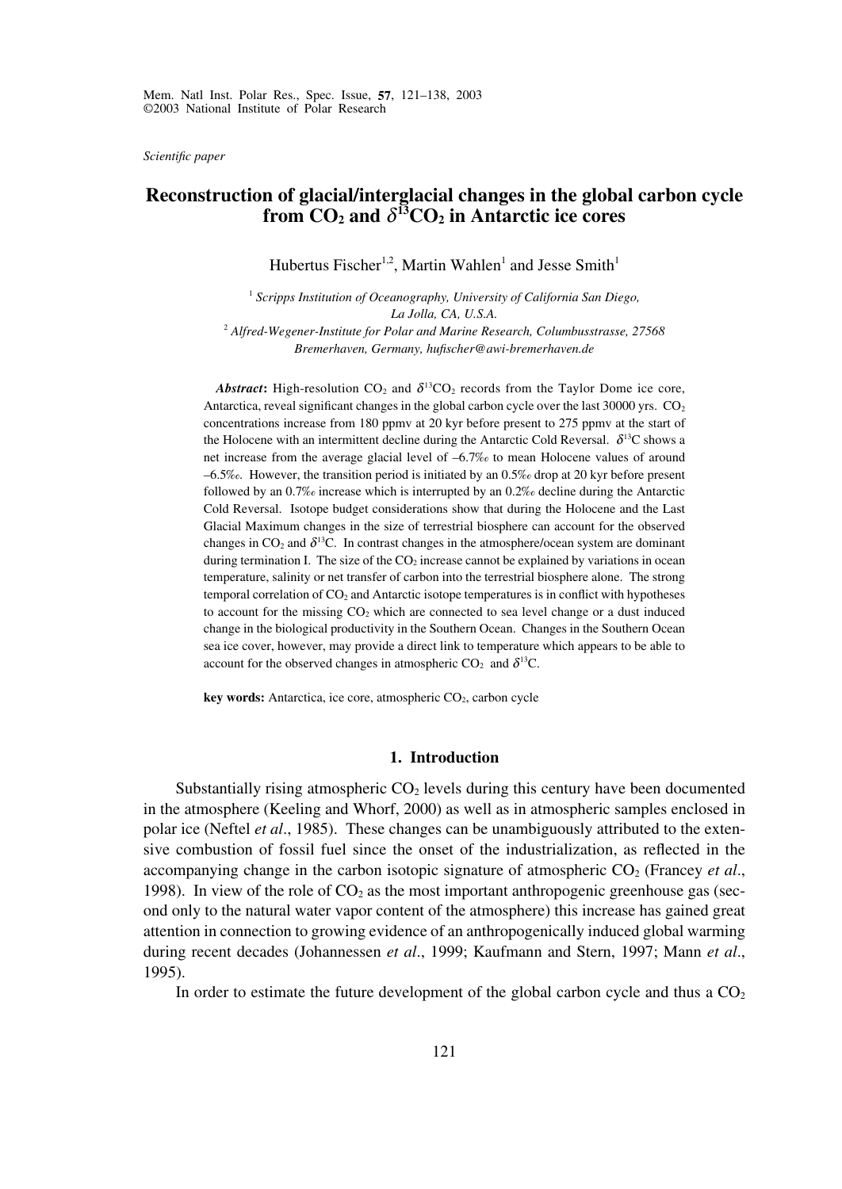*Scientific paper*

# Reconstruction of glacial/interglacial changes in the global carbon cycle from $CO_2$ and $\delta^{13}CO_2$ in Antarctic ice cores

Hubertus Fischer[1,2], Martin Wahlen[1] and Jesse Smith[1]

[1] *Scripps Institution of Oceanography, University of California San Diego, La Jolla, CA, U.S.A.*

[2] *Alfred-Wegener-Institute for Polar and Marine Research, Columbusstrasse, 27568 Bremerhaven, Germany, hufischer@awi-bremerhaven.de*

***Abstract*:** High-resolution $CO_2$ and $\delta^{13}CO_2$ records from the Taylor Dome ice core, Antarctica, reveal significant changes in the global carbon cycle over the last 30000 yrs. $CO_2$ concentrations increase from 180 ppmv at 20 kyr before present to 275 ppmv at the start of the Holocene with an intermittent decline during the Antarctic Cold Reversal. $\delta^{13}C$ shows a net increase from the average glacial level of –6.7‰ to mean Holocene values of around –6.5‰. However, the transition period is initiated by an 0.5‰ drop at 20 kyr before present followed by an 0.7‰ increase which is interrupted by an 0.2‰ decline during the Antarctic Cold Reversal. Isotope budget considerations show that during the Holocene and the Last Glacial Maximum changes in the size of terrestrial biosphere can account for the observed changes in $CO_2$ and $\delta^{13}C$. In contrast changes in the atmosphere/ocean system are dominant during termination I. The size of the $CO_2$ increase cannot be explained by variations in ocean temperature, salinity or net transfer of carbon into the terrestrial biosphere alone. The strong temporal correlation of $CO_2$ and Antarctic isotope temperatures is in conflict with hypotheses to account for the missing $CO_2$ which are connected to sea level change or a dust induced change in the biological productivity in the Southern Ocean. Changes in the Southern Ocean sea ice cover, however, may provide a direct link to temperature which appears to be able to account for the observed changes in atmospheric $CO_2$ and $\delta^{13}C$.

**key words:** Antarctica, ice core, atmospheric $CO_2$, carbon cycle

## 1. Introduction

Substantially rising atmospheric $CO_2$ levels during this century have been documented in the atmosphere (Keeling and Whorf, 2000) as well as in atmospheric samples enclosed in polar ice (Neftel *et al*., 1985). These changes can be unambiguously attributed to the extensive combustion of fossil fuel since the onset of the industrialization, as reflected in the accompanying change in the carbon isotopic signature of atmospheric $CO_2$ (Francey *et al*., 1998). In view of the role of $CO_2$ as the most important anthropogenic greenhouse gas (second only to the natural water vapor content of the atmosphere) this increase has gained great attention in connection to growing evidence of an anthropogenically induced global warming during recent decades (Johannessen *et al*., 1999; Kaufmann and Stern, 1997; Mann *et al*., 1995).

In order to estimate the future development of the global carbon cycle and thus a $CO_2$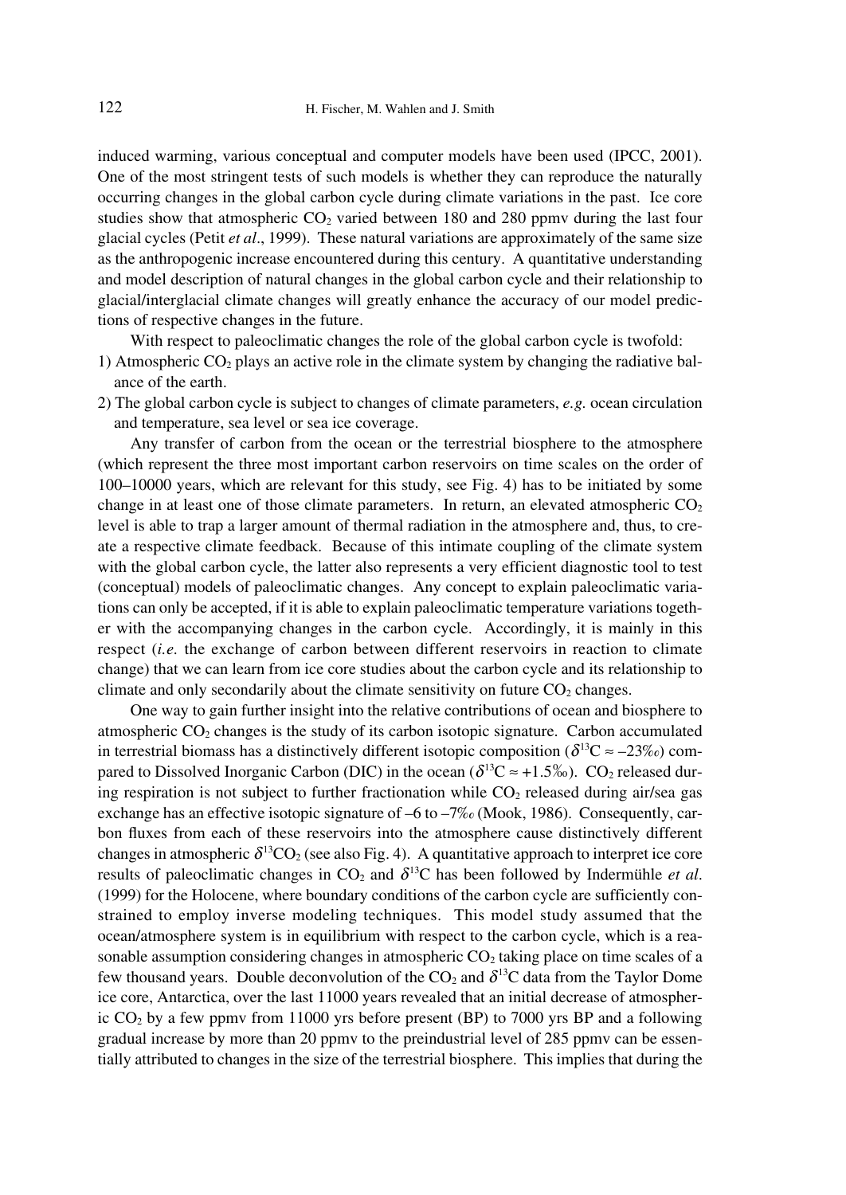induced warming, various conceptual and computer models have been used (IPCC, 2001). One of the most stringent tests of such models is whether they can reproduce the naturally occurring changes in the global carbon cycle during climate variations in the past. Ice core studies show that atmospheric $CO_2$ varied between 180 and 280 ppmv during the last four glacial cycles (Petit *et al*., 1999). These natural variations are approximately of the same size as the anthropogenic increase encountered during this century. A quantitative understanding and model description of natural changes in the global carbon cycle and their relationship to glacial/interglacial climate changes will greatly enhance the accuracy of our model predictions of respective changes in the future.

With respect to paleoclimatic changes the role of the global carbon cycle is twofold:

1) Atmospheric $CO_2$ plays an active role in the climate system by changing the radiative balance of the earth.
2) The global carbon cycle is subject to changes of climate parameters, *e.g.* ocean circulation and temperature, sea level or sea ice coverage.

Any transfer of carbon from the ocean or the terrestrial biosphere to the atmosphere (which represent the three most important carbon reservoirs on time scales on the order of 100–10000 years, which are relevant for this study, see Fig. 4) has to be initiated by some change in at least one of those climate parameters. In return, an elevated atmospheric $CO_2$ level is able to trap a larger amount of thermal radiation in the atmosphere and, thus, to create a respective climate feedback. Because of this intimate coupling of the climate system with the global carbon cycle, the latter also represents a very efficient diagnostic tool to test (conceptual) models of paleoclimatic changes. Any concept to explain paleoclimatic variations can only be accepted, if it is able to explain paleoclimatic temperature variations together with the accompanying changes in the carbon cycle. Accordingly, it is mainly in this respect (*i.e.* the exchange of carbon between different reservoirs in reaction to climate change) that we can learn from ice core studies about the carbon cycle and its relationship to climate and only secondarily about the climate sensitivity on future $CO_2$ changes.

One way to gain further insight into the relative contributions of ocean and biosphere to atmospheric $CO_2$ changes is the study of its carbon isotopic signature. Carbon accumulated in terrestrial biomass has a distinctively different isotopic composition ($\delta^{13}C \approx -23$‰) compared to Dissolved Inorganic Carbon (DIC) in the ocean ($\delta^{13}C \approx +1.5$‰). $CO_2$ released during respiration is not subject to further fractionation while $CO_2$ released during air/sea gas exchange has an effective isotopic signature of –6 to –7‰ (Mook, 1986). Consequently, carbon fluxes from each of these reservoirs into the atmosphere cause distinctively different changes in atmospheric $\delta^{13}CO_2$ (see also Fig. 4). A quantitative approach to interpret ice core results of paleoclimatic changes in $CO_2$ and $\delta^{13}C$ has been followed by Indermühle *et al*. (1999) for the Holocene, where boundary conditions of the carbon cycle are sufficiently constrained to employ inverse modeling techniques. This model study assumed that the ocean/atmosphere system is in equilibrium with respect to the carbon cycle, which is a reasonable assumption considering changes in atmospheric $CO_2$ taking place on time scales of a few thousand years. Double deconvolution of the $CO_2$ and $\delta^{13}C$ data from the Taylor Dome ice core, Antarctica, over the last 11000 years revealed that an initial decrease of atmospheric $CO_2$ by a few ppmv from 11000 yrs before present (BP) to 7000 yrs BP and a following gradual increase by more than 20 ppmv to the preindustrial level of 285 ppmv can be essentially attributed to changes in the size of the terrestrial biosphere. This implies that during the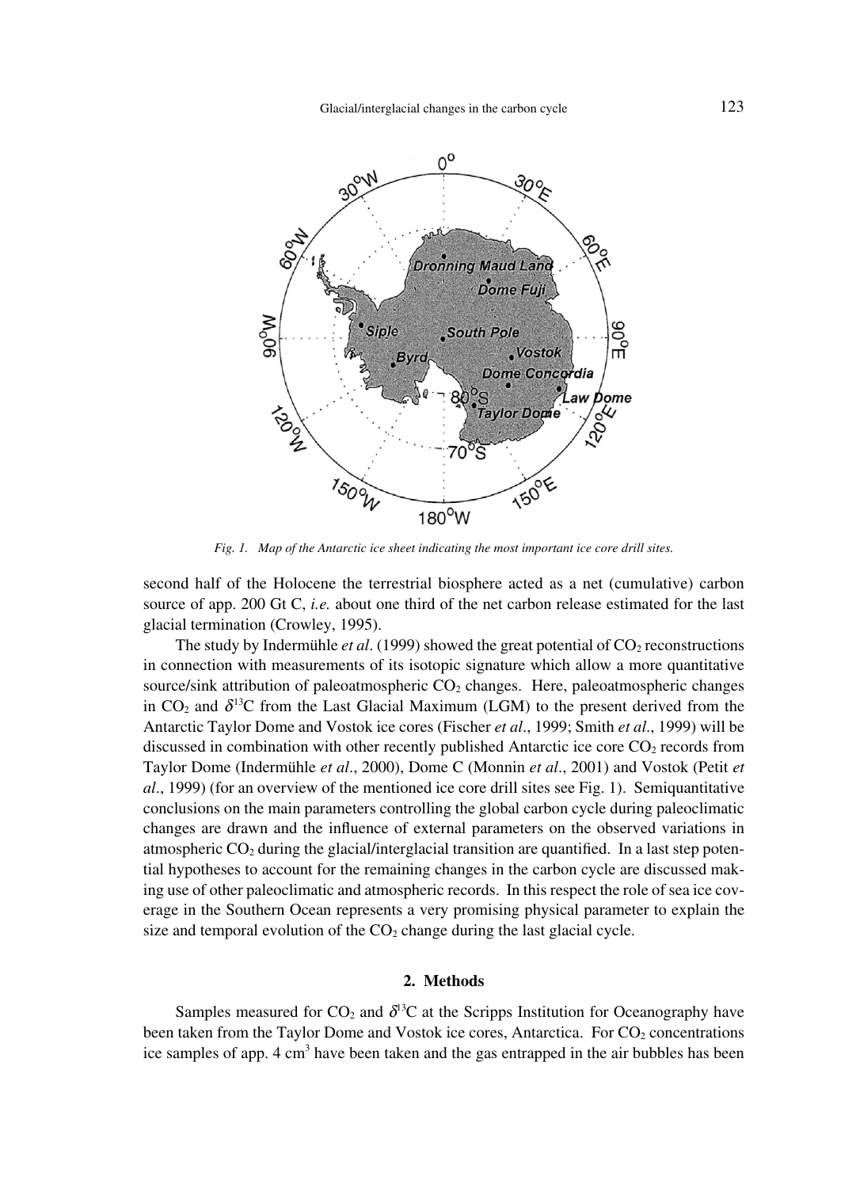Fig. 1. Map of the Antarctic ice sheet indicating the most important ice core drill sites.

second half of the Holocene the terrestrial biosphere acted as a net (cumulative) carbon source of app. 200 Gt C, *i.e.* about one third of the net carbon release estimated for the last glacial termination (Crowley, 1995).

The study by Indermühle *et al*. (1999) showed the great potential of $CO_2$ reconstructions in connection with measurements of its isotopic signature which allow a more quantitative source/sink attribution of paleoatmospheric $CO_2$ changes. Here, paleoatmospheric changes in $CO_2$ and $\delta^{13}C$ from the Last Glacial Maximum (LGM) to the present derived from the Antarctic Taylor Dome and Vostok ice cores (Fischer *et al*., 1999; Smith *et al*., 1999) will be discussed in combination with other recently published Antarctic ice core $CO_2$ records from Taylor Dome (Indermühle *et al*., 2000), Dome C (Monnin *et al*., 2001) and Vostok (Petit *et al*., 1999) (for an overview of the mentioned ice core drill sites see Fig. 1). Semiquantitative conclusions on the main parameters controlling the global carbon cycle during paleoclimatic changes are drawn and the influence of external parameters on the observed variations in atmospheric $CO_2$ during the glacial/interglacial transition are quantified. In a last step potential hypotheses to account for the remaining changes in the carbon cycle are discussed making use of other paleoclimatic and atmospheric records. In this respect the role of sea ice coverage in the Southern Ocean represents a very promising physical parameter to explain the size and temporal evolution of the $CO_2$ change during the last glacial cycle.

## 2. Methods

Samples measured for $CO_2$ and $\delta^{13}C$ at the Scripps Institution for Oceanography have been taken from the Taylor Dome and Vostok ice cores, Antarctica. For $CO_2$ concentrations ice samples of app. 4 $cm^3$ have been taken and the gas entrapped in the air bubbles has been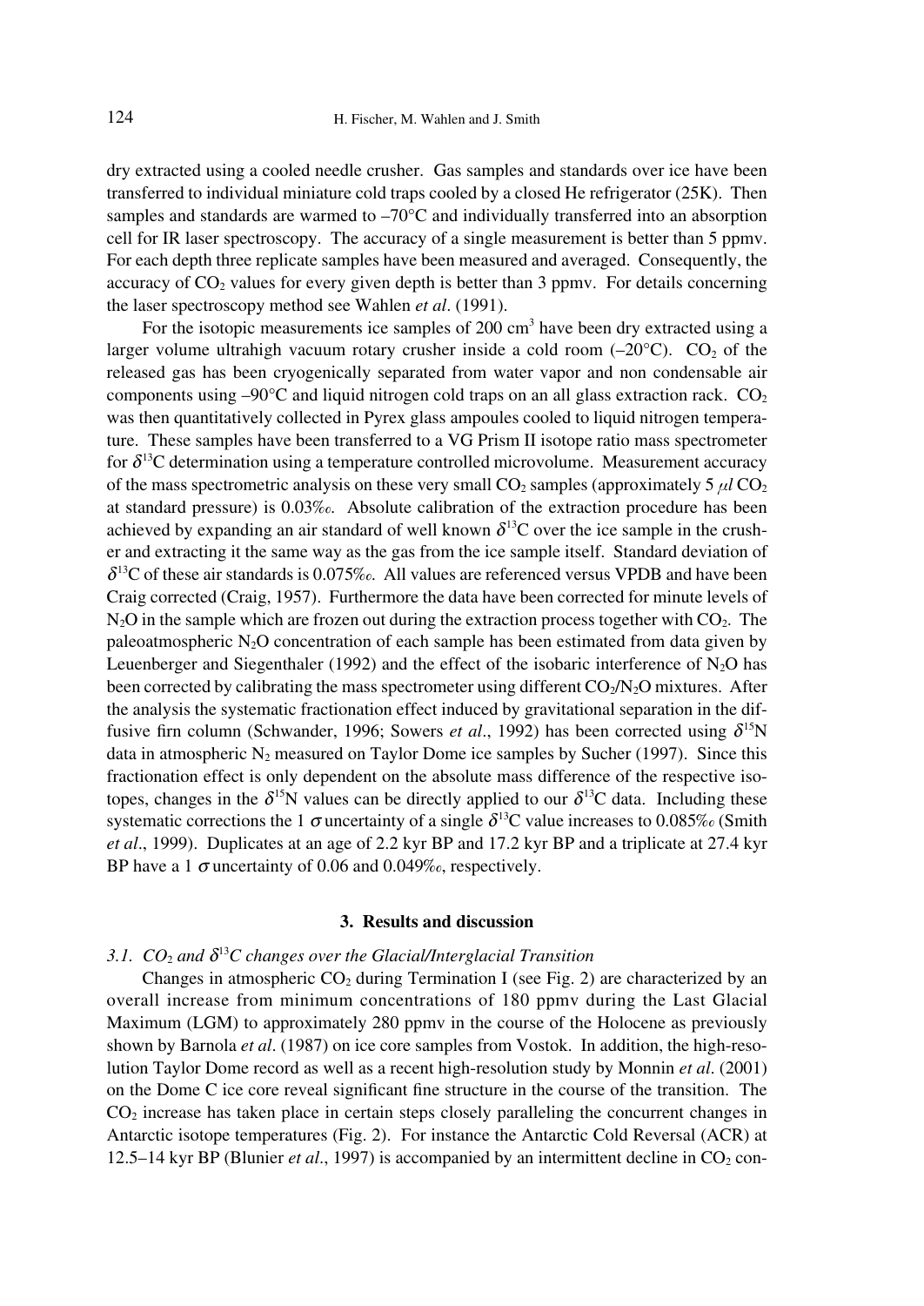dry extracted using a cooled needle crusher. Gas samples and standards over ice have been transferred to individual miniature cold traps cooled by a closed He refrigerator (25K). Then samples and standards are warmed to –70°C and individually transferred into an absorption cell for IR laser spectroscopy. The accuracy of a single measurement is better than 5 ppmv. For each depth three replicate samples have been measured and averaged. Consequently, the accuracy of $CO_2$ values for every given depth is better than 3 ppmv. For details concerning the laser spectroscopy method see Wahlen *et al*. (1991).

For the isotopic measurements ice samples of 200 cm$^3$ have been dry extracted using a larger volume ultrahigh vacuum rotary crusher inside a cold room (–20°C). $CO_2$ of the released gas has been cryogenically separated from water vapor and non condensable air components using –90°C and liquid nitrogen cold traps on an all glass extraction rack. $CO_2$ was then quantitatively collected in Pyrex glass ampoules cooled to liquid nitrogen temperature. These samples have been transferred to a VG Prism II isotope ratio mass spectrometer for $\delta^{13}C$ determination using a temperature controlled microvolume. Measurement accuracy of the mass spectrometric analysis on these very small $CO_2$ samples (approximately 5 $\mu l$ $CO_2$ at standard pressure) is 0.03‰. Absolute calibration of the extraction procedure has been achieved by expanding an air standard of well known $\delta^{13}C$ over the ice sample in the crusher and extracting it the same way as the gas from the ice sample itself. Standard deviation of $\delta^{13}C$ of these air standards is 0.075‰. All values are referenced versus VPDB and have been Craig corrected (Craig, 1957). Furthermore the data have been corrected for minute levels of $N_2O$ in the sample which are frozen out during the extraction process together with $CO_2$. The paleoatmospheric $N_2O$ concentration of each sample has been estimated from data given by Leuenberger and Siegenthaler (1992) and the effect of the isobaric interference of $N_2O$ has been corrected by calibrating the mass spectrometer using different $CO_2/N_2O$ mixtures. After the analysis the systematic fractionation effect induced by gravitational separation in the diffusive firn column (Schwander, 1996; Sowers *et al*., 1992) has been corrected using $\delta^{15}N$ data in atmospheric $N_2$ measured on Taylor Dome ice samples by Sucher (1997). Since this fractionation effect is only dependent on the absolute mass difference of the respective isotopes, changes in the $\delta^{15}N$ values can be directly applied to our $\delta^{13}C$ data. Including these systematic corrections the 1 $\sigma$ uncertainty of a single $\delta^{13}C$ value increases to 0.085‰ (Smith *et al*., 1999). Duplicates at an age of 2.2 kyr BP and 17.2 kyr BP and a triplicate at 27.4 kyr BP have a 1 $\sigma$ uncertainty of 0.06 and 0.049‰, respectively.

## 3. Results and discussion

### 3.1. $CO_2$ and $\delta^{13}C$ changes over the Glacial/Interglacial Transition

Changes in atmospheric $CO_2$ during Termination I (see Fig. 2) are characterized by an overall increase from minimum concentrations of 180 ppmv during the Last Glacial Maximum (LGM) to approximately 280 ppmv in the course of the Holocene as previously shown by Barnola *et al*. (1987) on ice core samples from Vostok. In addition, the high-resolution Taylor Dome record as well as a recent high-resolution study by Monnin *et al*. (2001) on the Dome C ice core reveal significant fine structure in the course of the transition. The $CO_2$ increase has taken place in certain steps closely paralleling the concurrent changes in Antarctic isotope temperatures (Fig. 2). For instance the Antarctic Cold Reversal (ACR) at 12.5–14 kyr BP (Blunier *et al*., 1997) is accompanied by an intermittent decline in $CO_2$ con-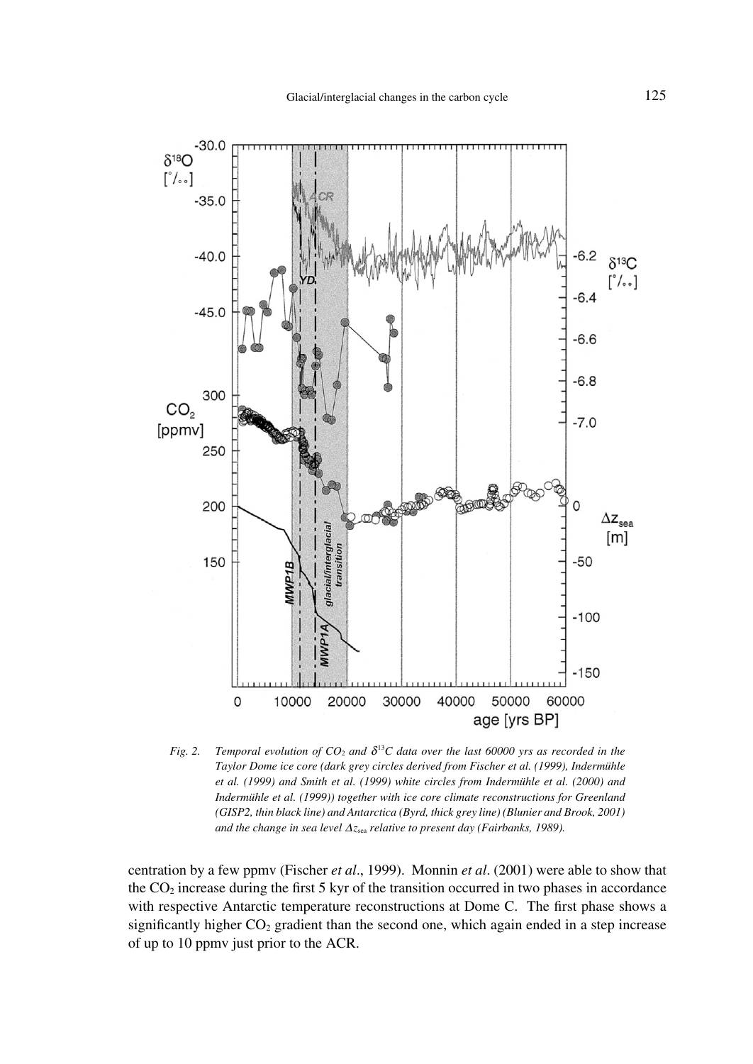*Fig. 2. Temporal evolution of $CO_2$ and $\delta^{13}C$ data over the last 60000 yrs as recorded in the Taylor Dome ice core (dark grey circles derived from Fischer et al. (1999), Indermühle et al. (1999) and Smith et al. (1999) white circles from Indermühle et al. (2000) and Indermühle et al. (1999)) together with ice core climate reconstructions for Greenland (GISP2, thin black line) and Antarctica (Byrd, thick grey line) (Blunier and Brook, 2001) and the change in sea level $\Delta z_{sea}$ relative to present day (Fairbanks, 1989).*

centration by a few ppmv (Fischer *et al*., 1999). Monnin *et al*. (2001) were able to show that the $CO_2$ increase during the first 5 kyr of the transition occurred in two phases in accordance with respective Antarctic temperature reconstructions at Dome C. The first phase shows a significantly higher $CO_2$ gradient than the second one, which again ended in a step increase of up to 10 ppmv just prior to the ACR.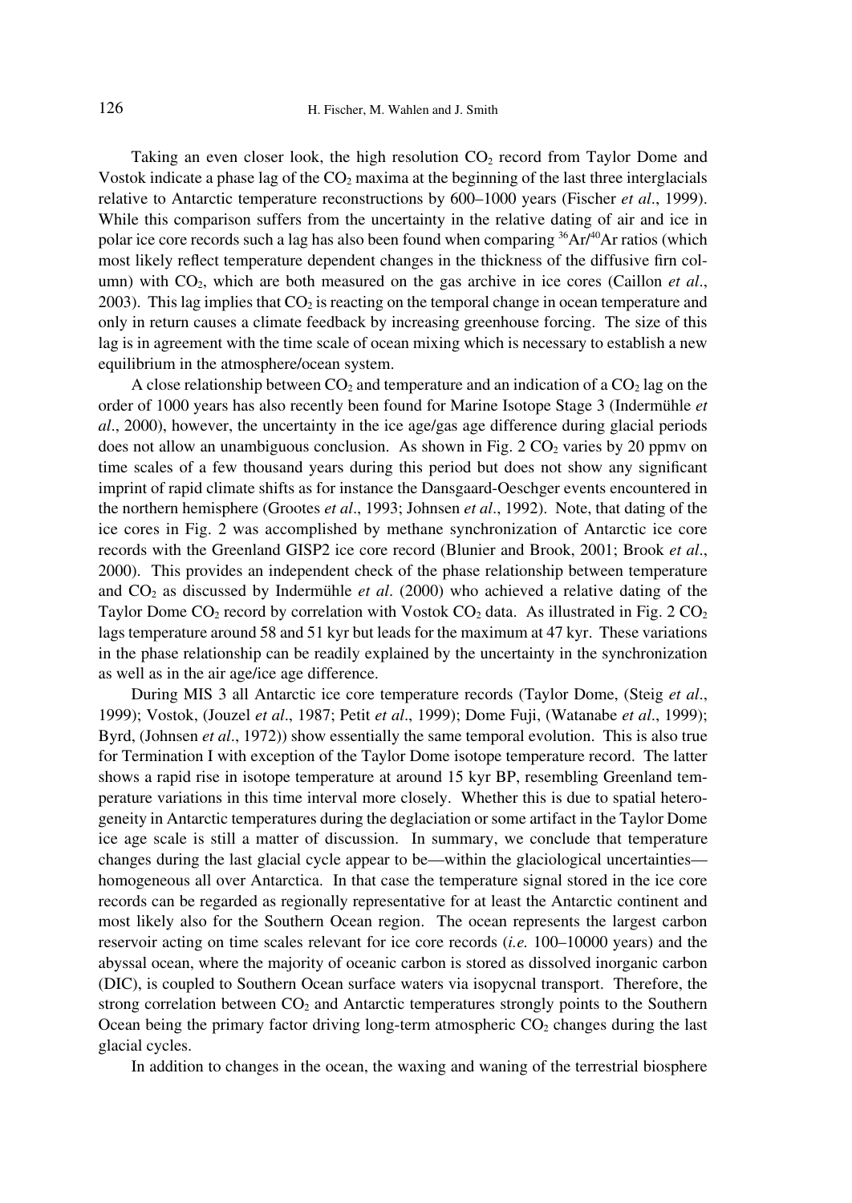Taking an even closer look, the high resolution $CO_2$ record from Taylor Dome and Vostok indicate a phase lag of the $CO_2$ maxima at the beginning of the last three interglacials relative to Antarctic temperature reconstructions by 600–1000 years (Fischer *et al*., 1999). While this comparison suffers from the uncertainty in the relative dating of air and ice in polar ice core records such a lag has also been found when comparing $^{36}Ar/^{40}Ar$ ratios (which most likely reflect temperature dependent changes in the thickness of the diffusive firn column) with $CO_2$, which are both measured on the gas archive in ice cores (Caillon *et al*., 2003). This lag implies that $CO_2$ is reacting on the temporal change in ocean temperature and only in return causes a climate feedback by increasing greenhouse forcing. The size of this lag is in agreement with the time scale of ocean mixing which is necessary to establish a new equilibrium in the atmosphere/ocean system.

A close relationship between $CO_2$ and temperature and an indication of a $CO_2$ lag on the order of 1000 years has also recently been found for Marine Isotope Stage 3 (Indermühle *et al*., 2000), however, the uncertainty in the ice age/gas age difference during glacial periods does not allow an unambiguous conclusion. As shown in Fig. 2 $CO_2$ varies by 20 ppmv on time scales of a few thousand years during this period but does not show any significant imprint of rapid climate shifts as for instance the Dansgaard-Oeschger events encountered in the northern hemisphere (Grootes *et al*., 1993; Johnsen *et al*., 1992). Note, that dating of the ice cores in Fig. 2 was accomplished by methane synchronization of Antarctic ice core records with the Greenland GISP2 ice core record (Blunier and Brook, 2001; Brook *et al*., 2000). This provides an independent check of the phase relationship between temperature and $CO_2$ as discussed by Indermühle *et al*. (2000) who achieved a relative dating of the Taylor Dome $CO_2$ record by correlation with Vostok $CO_2$ data. As illustrated in Fig. 2 $CO_2$ lags temperature around 58 and 51 kyr but leads for the maximum at 47 kyr. These variations in the phase relationship can be readily explained by the uncertainty in the synchronization as well as in the air age/ice age difference.

During MIS 3 all Antarctic ice core temperature records (Taylor Dome, (Steig *et al*., 1999); Vostok, (Jouzel *et al*., 1987; Petit *et al*., 1999); Dome Fuji, (Watanabe *et al*., 1999); Byrd, (Johnsen *et al*., 1972)) show essentially the same temporal evolution. This is also true for Termination I with exception of the Taylor Dome isotope temperature record. The latter shows a rapid rise in isotope temperature at around 15 kyr BP, resembling Greenland temperature variations in this time interval more closely. Whether this is due to spatial heterogeneity in Antarctic temperatures during the deglaciation or some artifact in the Taylor Dome ice age scale is still a matter of discussion. In summary, we conclude that temperature changes during the last glacial cycle appear to be—within the glaciological uncertainties—homogeneous all over Antarctica. In that case the temperature signal stored in the ice core records can be regarded as regionally representative for at least the Antarctic continent and most likely also for the Southern Ocean region. The ocean represents the largest carbon reservoir acting on time scales relevant for ice core records (*i.e.* 100–10000 years) and the abyssal ocean, where the majority of oceanic carbon is stored as dissolved inorganic carbon (DIC), is coupled to Southern Ocean surface waters via isopycnal transport. Therefore, the strong correlation between $CO_2$ and Antarctic temperatures strongly points to the Southern Ocean being the primary factor driving long-term atmospheric $CO_2$ changes during the last glacial cycles.

In addition to changes in the ocean, the waxing and waning of the terrestrial biosphere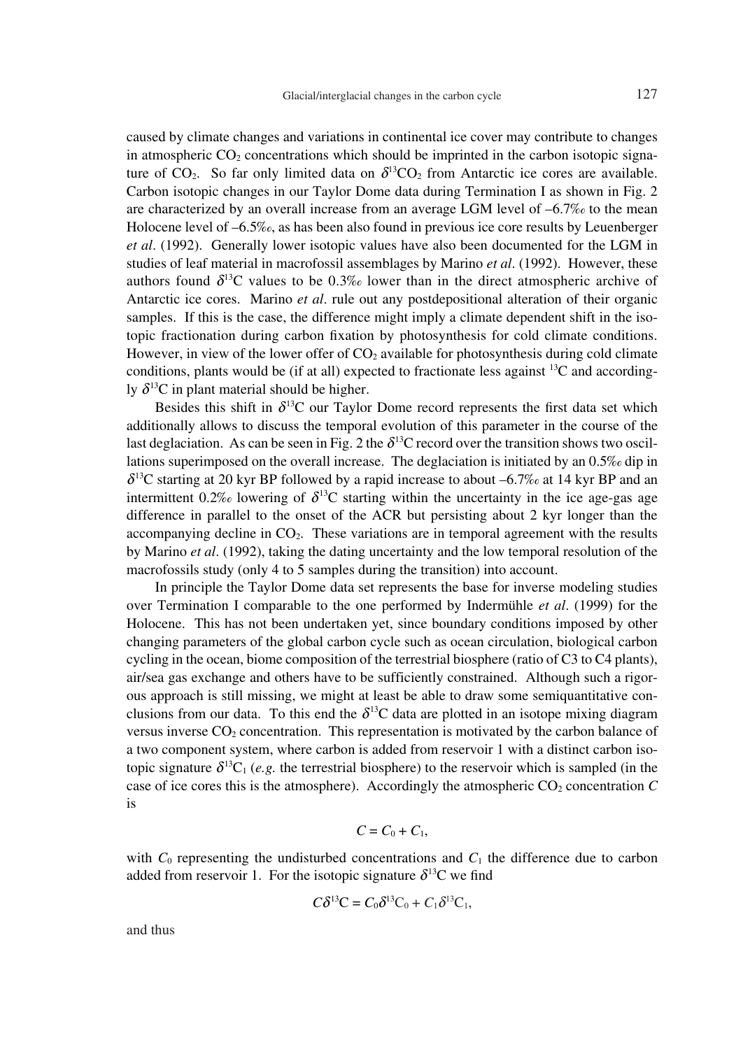caused by climate changes and variations in continental ice cover may contribute to changes in atmospheric $CO_2$ concentrations which should be imprinted in the carbon isotopic signature of $CO_2$. So far only limited data on $\delta^{13}CO_2$ from Antarctic ice cores are available. Carbon isotopic changes in our Taylor Dome data during Termination I as shown in Fig. 2 are characterized by an overall increase from an average LGM level of –6.7‰ to the mean Holocene level of –6.5‰, as has been also found in previous ice core results by Leuenberger *et al*. (1992). Generally lower isotopic values have also been documented for the LGM in studies of leaf material in macrofossil assemblages by Marino *et al*. (1992). However, these authors found $\delta^{13}C$ values to be 0.3‰ lower than in the direct atmospheric archive of Antarctic ice cores. Marino *et al*. rule out any postdepositional alteration of their organic samples. If this is the case, the difference might imply a climate dependent shift in the isotopic fractionation during carbon fixation by photosynthesis for cold climate conditions. However, in view of the lower offer of $CO_2$ available for photosynthesis during cold climate conditions, plants would be (if at all) expected to fractionate less against $^{13}C$ and accordingly $\delta^{13}C$ in plant material should be higher.

Besides this shift in $\delta^{13}C$ our Taylor Dome record represents the first data set which additionally allows to discuss the temporal evolution of this parameter in the course of the last deglaciation. As can be seen in Fig. 2 the $\delta^{13}C$ record over the transition shows two oscillations superimposed on the overall increase. The deglaciation is initiated by an 0.5‰ dip in $\delta^{13}C$ starting at 20 kyr BP followed by a rapid increase to about –6.7‰ at 14 kyr BP and an intermittent 0.2‰ lowering of $\delta^{13}C$ starting within the uncertainty in the ice age-gas age difference in parallel to the onset of the ACR but persisting about 2 kyr longer than the accompanying decline in $CO_2$. These variations are in temporal agreement with the results by Marino *et al*. (1992), taking the dating uncertainty and the low temporal resolution of the macrofossils study (only 4 to 5 samples during the transition) into account.

In principle the Taylor Dome data set represents the base for inverse modeling studies over Termination I comparable to the one performed by Indermühle *et al*. (1999) for the Holocene. This has not been undertaken yet, since boundary conditions imposed by other changing parameters of the global carbon cycle such as ocean circulation, biological carbon cycling in the ocean, biome composition of the terrestrial biosphere (ratio of C3 to C4 plants), air/sea gas exchange and others have to be sufficiently constrained. Although such a rigorous approach is still missing, we might at least be able to draw some semiquantitative conclusions from our data. To this end the $\delta^{13}C$ data are plotted in an isotope mixing diagram versus inverse $CO_2$ concentration. This representation is motivated by the carbon balance of a two component system, where carbon is added from reservoir 1 with a distinct carbon isotopic signature $\delta^{13}C_1$ (*e.g.* the terrestrial biosphere) to the reservoir which is sampled (in the case of ice cores this is the atmosphere). Accordingly the atmospheric $CO_2$ concentration $C$ is

$$C = C_0 + C_1,$$

with $C_0$ representing the undisturbed concentrations and $C_1$ the difference due to carbon added from reservoir 1. For the isotopic signature $\delta^{13}C$ we find

$$C\delta^{13}C = C_0\delta^{13}C_0 + C_1\delta^{13}C_1,$$

and thus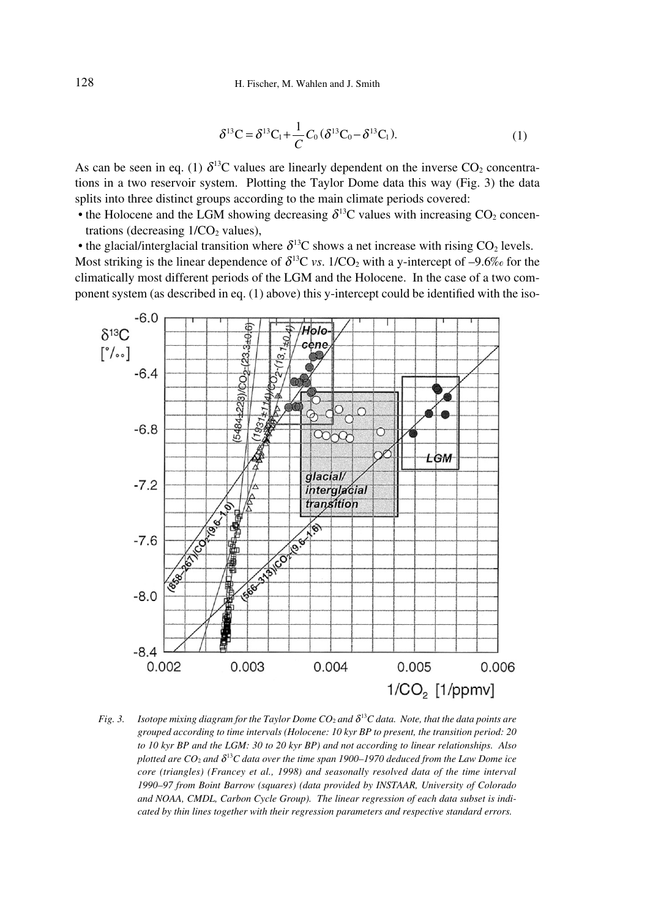$$\delta^{13}C = \delta^{13}C_1 + \frac{1}{C} C_0 (\delta^{13}C_0 - \delta^{13}C_1). \quad (1)$$

As can be seen in eq. (1) $\delta^{13}C$ values are linearly dependent on the inverse $CO_2$ concentrations in a two reservoir system. Plotting the Taylor Dome data this way (Fig. 3) the data splits into three distinct groups according to the main climate periods covered:

- the Holocene and the LGM showing decreasing $\delta^{13}C$ values with increasing $CO_2$ concentrations (decreasing $1/CO_2$ values),
- the glacial/interglacial transition where $\delta^{13}C$ shows a net increase with rising $CO_2$ levels.

Most striking is the linear dependence of $\delta^{13}C$ *vs*. $1/CO_2$ with a y-intercept of –9.6‰ for the climatically most different periods of the LGM and the Holocene. In the case of a two component system (as described in eq. (1) above) this y-intercept could be identified with the iso-

*Fig. 3. Isotope mixing diagram for the Taylor Dome $CO_2$ and $\delta^{13}C$ data. Note, that the data points are grouped according to time intervals (Holocene: 10 kyr BP to present, the transition period: 20 to 10 kyr BP and the LGM: 30 to 20 kyr BP) and not according to linear relationships. Also plotted are $CO_2$ and $\delta^{13}C$ data over the time span 1900–1970 deduced from the Law Dome ice core (triangles) (Francey et al., 1998) and seasonally resolved data of the time interval 1990–97 from Boint Barrow (squares) (data provided by INSTAAR, University of Colorado and NOAA, CMDL, Carbon Cycle Group). The linear regression of each data subset is indicated by thin lines together with their regression parameters and respective standard errors.*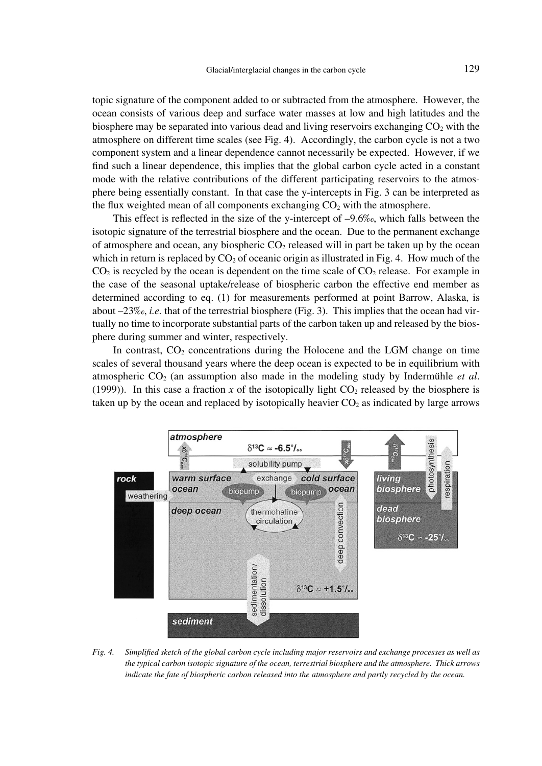topic signature of the component added to or subtracted from the atmosphere. However, the ocean consists of various deep and surface water masses at low and high latitudes and the biosphere may be separated into various dead and living reservoirs exchanging $CO_2$ with the atmosphere on different time scales (see Fig. 4). Accordingly, the carbon cycle is not a two component system and a linear dependence cannot necessarily be expected. However, if we find such a linear dependence, this implies that the global carbon cycle acted in a constant mode with the relative contributions of the different participating reservoirs to the atmosphere being essentially constant. In that case the y-intercepts in Fig. 3 can be interpreted as the flux weighted mean of all components exchanging $CO_2$ with the atmosphere.

This effect is reflected in the size of the y-intercept of –9.6‰, which falls between the isotopic signature of the terrestrial biosphere and the ocean. Due to the permanent exchange of atmosphere and ocean, any biospheric $CO_2$ released will in part be taken up by the ocean which in return is replaced by $CO_2$ of oceanic origin as illustrated in Fig. 4. How much of the $CO_2$ is recycled by the ocean is dependent on the time scale of $CO_2$ release. For example in the case of the seasonal uptake/release of biospheric carbon the effective end member as determined according to eq. (1) for measurements performed at point Barrow, Alaska, is about –23‰, *i.e.* that of the terrestrial biosphere (Fig. 3). This implies that the ocean had virtually no time to incorporate substantial parts of the carbon taken up and released by the biosphere during summer and winter, respectively.

In contrast, $CO_2$ concentrations during the Holocene and the LGM change on time scales of several thousand years where the deep ocean is expected to be in equilibrium with atmospheric $CO_2$ (an assumption also made in the modeling study by Indermühle *et al*. (1999)). In this case a fraction $x$ of the isotopically light $CO_2$ released by the biosphere is taken up by the ocean and replaced by isotopically heavier $CO_2$ as indicated by large arrows

*Fig. 4. Simplified sketch of the global carbon cycle including major reservoirs and exchange processes as well as the typical carbon isotopic signature of the ocean, terrestrial biosphere and the atmosphere. Thick arrows indicate the fate of biospheric carbon released into the atmosphere and partly recycled by the ocean.*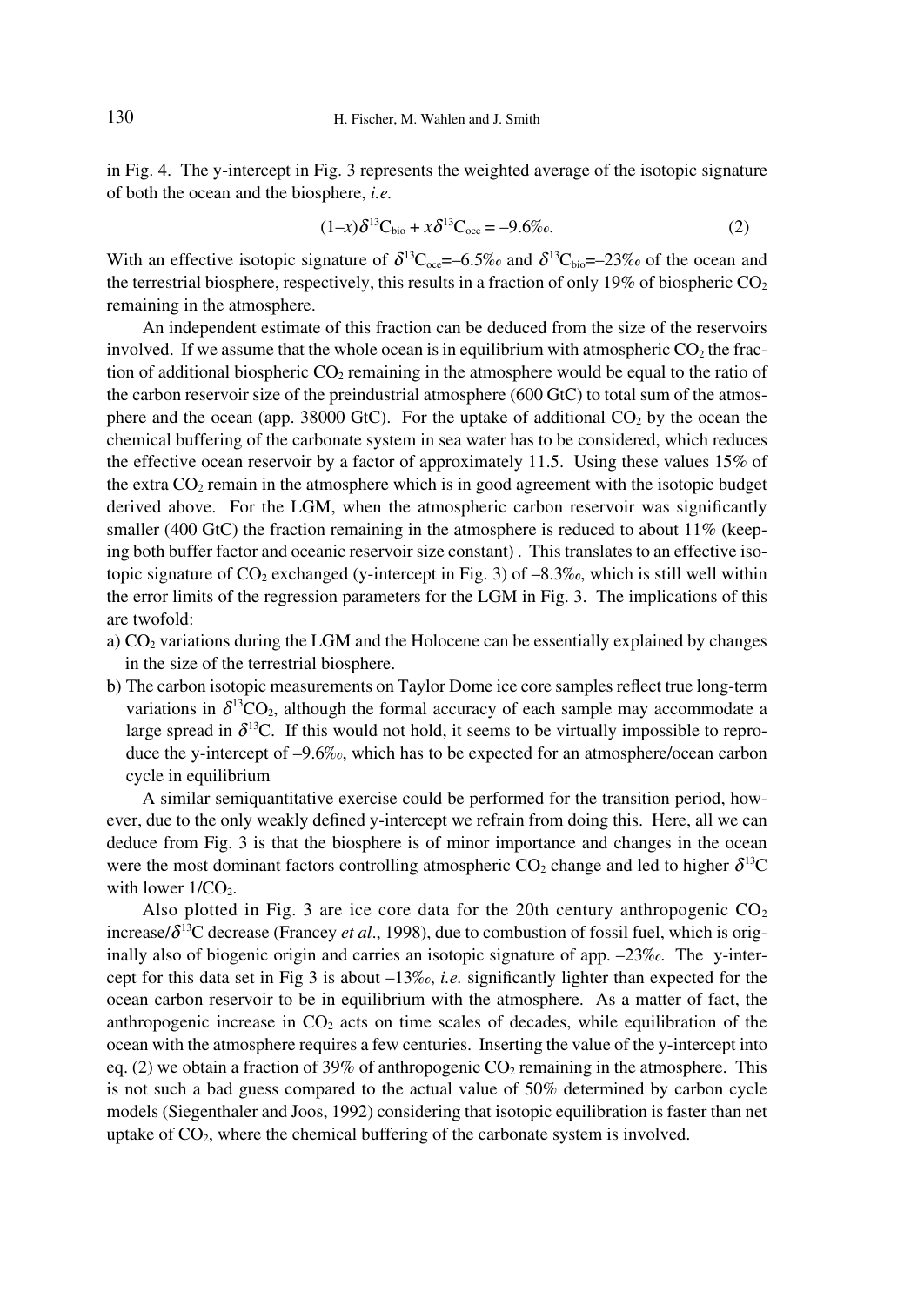in Fig. 4. The y-intercept in Fig. 3 represents the weighted average of the isotopic signature of both the ocean and the biosphere, *i.e.*

$$(1-x)\delta^{13}C_{bio} + x\delta^{13}C_{oce} = -9.6‰. \tag{2}$$

With an effective isotopic signature of $\delta^{13}C_{oce}$=–6.5‰ and $\delta^{13}C_{bio}$=–23‰ of the ocean and the terrestrial biosphere, respectively, this results in a fraction of only 19% of biospheric $CO_2$ remaining in the atmosphere.

An independent estimate of this fraction can be deduced from the size of the reservoirs involved. If we assume that the whole ocean is in equilibrium with atmospheric $CO_2$ the fraction of additional biospheric $CO_2$ remaining in the atmosphere would be equal to the ratio of the carbon reservoir size of the preindustrial atmosphere (600 GtC) to total sum of the atmosphere and the ocean (app. 38000 GtC). For the uptake of additional $CO_2$ by the ocean the chemical buffering of the carbonate system in sea water has to be considered, which reduces the effective ocean reservoir by a factor of approximately 11.5. Using these values 15% of the extra $CO_2$ remain in the atmosphere which is in good agreement with the isotopic budget derived above. For the LGM, when the atmospheric carbon reservoir was significantly smaller (400 GtC) the fraction remaining in the atmosphere is reduced to about 11% (keeping both buffer factor and oceanic reservoir size constant) . This translates to an effective isotopic signature of $CO_2$ exchanged (y-intercept in Fig. 3) of –8.3‰, which is still well within the error limits of the regression parameters for the LGM in Fig. 3. The implications of this are twofold:

a) $CO_2$ variations during the LGM and the Holocene can be essentially explained by changes in the size of the terrestrial biosphere.

b) The carbon isotopic measurements on Taylor Dome ice core samples reflect true long-term variations in $\delta^{13}CO_2$, although the formal accuracy of each sample may accommodate a large spread in $\delta^{13}C$. If this would not hold, it seems to be virtually impossible to reproduce the y-intercept of –9.6‰, which has to be expected for an atmosphere/ocean carbon cycle in equilibrium

A similar semiquantitative exercise could be performed for the transition period, however, due to the only weakly defined y-intercept we refrain from doing this. Here, all we can deduce from Fig. 3 is that the biosphere is of minor importance and changes in the ocean were the most dominant factors controlling atmospheric $CO_2$ change and led to higher $\delta^{13}C$ with lower $1/CO_2$.

Also plotted in Fig. 3 are ice core data for the 20th century anthropogenic $CO_2$ increase/$\delta^{13}C$ decrease (Francey *et al*., 1998), due to combustion of fossil fuel, which is originally also of biogenic origin and carries an isotopic signature of app. –23‰. The y-intercept for this data set in Fig 3 is about –13‰, *i.e.* significantly lighter than expected for the ocean carbon reservoir to be in equilibrium with the atmosphere. As a matter of fact, the anthropogenic increase in $CO_2$ acts on time scales of decades, while equilibration of the ocean with the atmosphere requires a few centuries. Inserting the value of the y-intercept into eq. (2) we obtain a fraction of 39% of anthropogenic $CO_2$ remaining in the atmosphere. This is not such a bad guess compared to the actual value of 50% determined by carbon cycle models (Siegenthaler and Joos, 1992) considering that isotopic equilibration is faster than net uptake of $CO_2$, where the chemical buffering of the carbonate system is involved.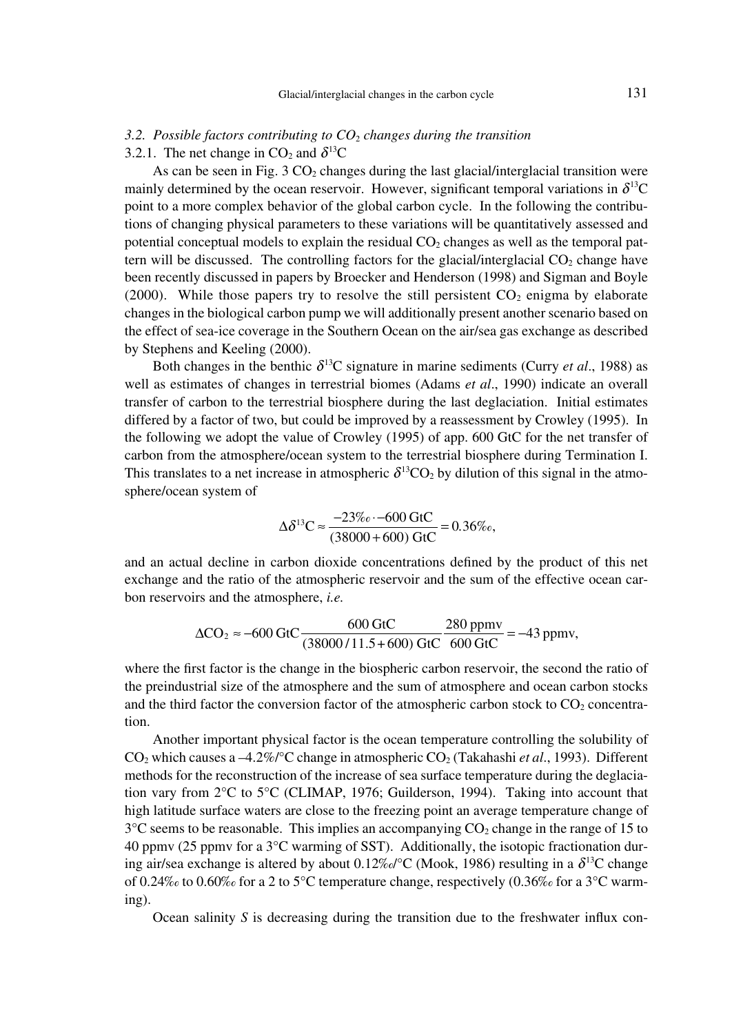### *3.2. Possible factors contributing to $CO_2$ changes during the transition*

#### 3.2.1. The net change in $CO_2$ and $\delta^{13}C$

As can be seen in Fig. 3 $CO_2$ changes during the last glacial/interglacial transition were mainly determined by the ocean reservoir. However, significant temporal variations in $\delta^{13}C$ point to a more complex behavior of the global carbon cycle. In the following the contributions of changing physical parameters to these variations will be quantitatively assessed and potential conceptual models to explain the residual $CO_2$ changes as well as the temporal pattern will be discussed. The controlling factors for the glacial/interglacial $CO_2$ change have been recently discussed in papers by Broecker and Henderson (1998) and Sigman and Boyle (2000). While those papers try to resolve the still persistent $CO_2$ enigma by elaborate changes in the biological carbon pump we will additionally present another scenario based on the effect of sea-ice coverage in the Southern Ocean on the air/sea gas exchange as described by Stephens and Keeling (2000).

Both changes in the benthic $\delta^{13}C$ signature in marine sediments (Curry *et al*., 1988) as well as estimates of changes in terrestrial biomes (Adams *et al*., 1990) indicate an overall transfer of carbon to the terrestrial biosphere during the last deglaciation. Initial estimates differed by a factor of two, but could be improved by a reassessment by Crowley (1995). In the following we adopt the value of Crowley (1995) of app. 600 GtC for the net transfer of carbon from the atmosphere/ocean system to the terrestrial biosphere during Termination I. This translates to a net increase in atmospheric $\delta^{13}CO_2$ by dilution of this signal in the atmosphere/ocean system of

$$\Delta\delta^{13}\mathrm{C} \approx \frac{-23‰ \cdot -600\ \mathrm{GtC}}{(38000+600)\ \mathrm{GtC}} = 0.36‰,$$

and an actual decline in carbon dioxide concentrations defined by the product of this net exchange and the ratio of the atmospheric reservoir and the sum of the effective ocean carbon reservoirs and the atmosphere, *i.e.*

$$\Delta\mathrm{CO_2} \approx -600\ \mathrm{GtC}\frac{600\ \mathrm{GtC}}{(38000/11.5+600)\ \mathrm{GtC}}\frac{280\ \mathrm{ppmv}}{600\ \mathrm{GtC}} = -43\ \mathrm{ppmv},$$

where the first factor is the change in the biospheric carbon reservoir, the second the ratio of the preindustrial size of the atmosphere and the sum of atmosphere and ocean carbon stocks and the third factor the conversion factor of the atmospheric carbon stock to $CO_2$ concentration.

Another important physical factor is the ocean temperature controlling the solubility of $CO_2$ which causes a –4.2%/°C change in atmospheric $CO_2$ (Takahashi *et al*., 1993). Different methods for the reconstruction of the increase of sea surface temperature during the deglaciation vary from 2°C to 5°C (CLIMAP, 1976; Guilderson, 1994). Taking into account that high latitude surface waters are close to the freezing point an average temperature change of 3°C seems to be reasonable. This implies an accompanying $CO_2$ change in the range of 15 to 40 ppmv (25 ppmv for a 3°C warming of SST). Additionally, the isotopic fractionation during air/sea exchange is altered by about 0.12‰/°C (Mook, 1986) resulting in a $\delta^{13}C$ change of 0.24‰ to 0.60‰ for a 2 to 5°C temperature change, respectively (0.36‰ for a 3°C warming).

Ocean salinity $S$ is decreasing during the transition due to the freshwater influx con-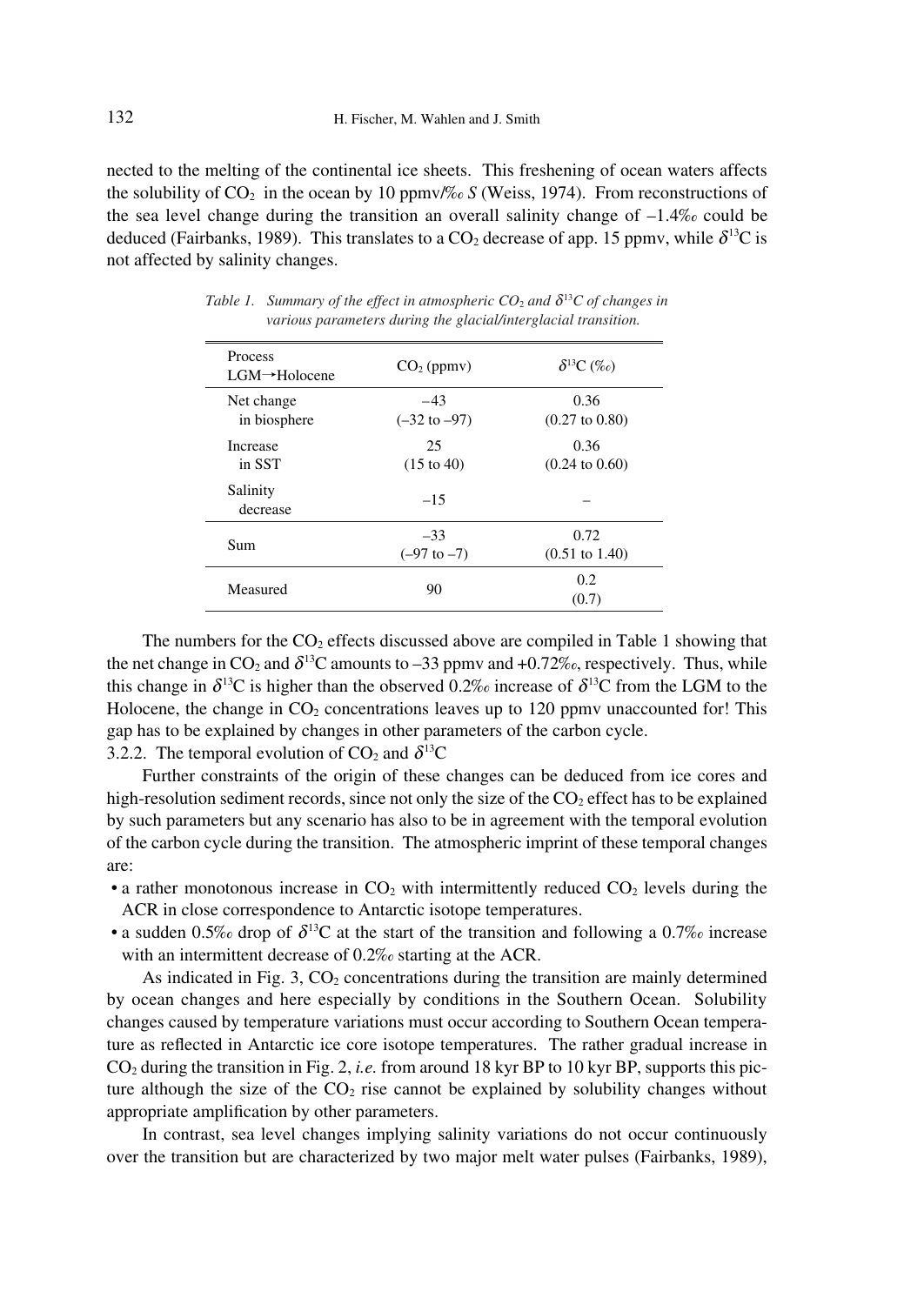nected to the melting of the continental ice sheets. This freshening of ocean waters affects the solubility of $CO_2$ in the ocean by 10 ppmv/‰ *S* (Weiss, 1974). From reconstructions of the sea level change during the transition an overall salinity change of –1.4‰ could be deduced (Fairbanks, 1989). This translates to a $CO_2$ decrease of app. 15 ppmv, while $\delta^{13}C$ is not affected by salinity changes.

*Table 1. Summary of the effect in atmospheric $CO_2$ and $\delta^{13}C$ of changes in various parameters during the glacial/interglacial transition.*

| Process LGM→Holocene | $CO_2$ (ppmv) | $\delta^{13}C$ (‰) |
|---|---|---|
| Net change in biosphere | –43 (–32 to –97) | 0.36 (0.27 to 0.80) |
| Increase in SST | 25 (15 to 40) | 0.36 (0.24 to 0.60) |
| Salinity decrease | –15 | – |
| Sum | –33 (–97 to –7) | 0.72 (0.51 to 1.40) |
| Measured | 90 | 0.2 (0.7) |

The numbers for the $CO_2$ effects discussed above are compiled in Table 1 showing that the net change in $CO_2$ and $\delta^{13}C$ amounts to –33 ppmv and +0.72‰, respectively. Thus, while this change in $\delta^{13}C$ is higher than the observed 0.2‰ increase of $\delta^{13}C$ from the LGM to the Holocene, the change in $CO_2$ concentrations leaves up to 120 ppmv unaccounted for! This gap has to be explained by changes in other parameters of the carbon cycle.

### 3.2.2. The temporal evolution of $CO_2$ and $\delta^{13}C$

Further constraints of the origin of these changes can be deduced from ice cores and high-resolution sediment records, since not only the size of the $CO_2$ effect has to be explained by such parameters but any scenario has also to be in agreement with the temporal evolution of the carbon cycle during the transition. The atmospheric imprint of these temporal changes are:

- a rather monotonous increase in $CO_2$ with intermittently reduced $CO_2$ levels during the ACR in close correspondence to Antarctic isotope temperatures.
- a sudden 0.5‰ drop of $\delta^{13}C$ at the start of the transition and following a 0.7‰ increase with an intermittent decrease of 0.2‰ starting at the ACR.

As indicated in Fig. 3, $CO_2$ concentrations during the transition are mainly determined by ocean changes and here especially by conditions in the Southern Ocean. Solubility changes caused by temperature variations must occur according to Southern Ocean temperature as reflected in Antarctic ice core isotope temperatures. The rather gradual increase in $CO_2$ during the transition in Fig. 2, *i.e.* from around 18 kyr BP to 10 kyr BP, supports this picture although the size of the $CO_2$ rise cannot be explained by solubility changes without appropriate amplification by other parameters.

In contrast, sea level changes implying salinity variations do not occur continuously over the transition but are characterized by two major melt water pulses (Fairbanks, 1989),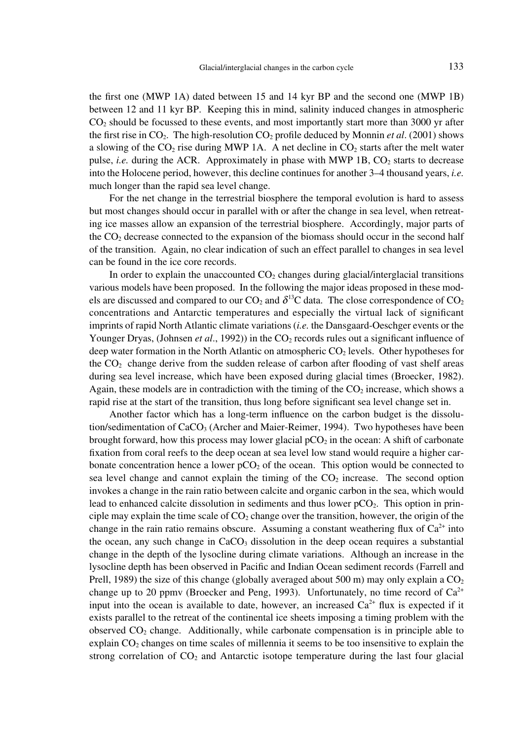the first one (MWP 1A) dated between 15 and 14 kyr BP and the second one (MWP 1B) between 12 and 11 kyr BP. Keeping this in mind, salinity induced changes in atmospheric $CO_2$ should be focussed to these events, and most importantly start more than 3000 yr after the first rise in $CO_2$. The high-resolution $CO_2$ profile deduced by Monnin *et al*. (2001) shows a slowing of the $CO_2$ rise during MWP 1A. A net decline in $CO_2$ starts after the melt water pulse, *i.e.* during the ACR. Approximately in phase with MWP 1B, $CO_2$ starts to decrease into the Holocene period, however, this decline continues for another 3–4 thousand years, *i.e.* much longer than the rapid sea level change.

For the net change in the terrestrial biosphere the temporal evolution is hard to assess but most changes should occur in parallel with or after the change in sea level, when retreating ice masses allow an expansion of the terrestrial biosphere. Accordingly, major parts of the $CO_2$ decrease connected to the expansion of the biomass should occur in the second half of the transition. Again, no clear indication of such an effect parallel to changes in sea level can be found in the ice core records.

In order to explain the unaccounted $CO_2$ changes during glacial/interglacial transitions various models have been proposed. In the following the major ideas proposed in these models are discussed and compared to our $CO_2$ and $\delta^{13}C$ data. The close correspondence of $CO_2$ concentrations and Antarctic temperatures and especially the virtual lack of significant imprints of rapid North Atlantic climate variations (*i.e.* the Dansgaard-Oeschger events or the Younger Dryas, (Johnsen *et al*., 1992)) in the $CO_2$ records rules out a significant influence of deep water formation in the North Atlantic on atmospheric $CO_2$ levels. Other hypotheses for the $CO_2$ change derive from the sudden release of carbon after flooding of vast shelf areas during sea level increase, which have been exposed during glacial times (Broecker, 1982). Again, these models are in contradiction with the timing of the $CO_2$ increase, which shows a rapid rise at the start of the transition, thus long before significant sea level change set in.

Another factor which has a long-term influence on the carbon budget is the dissolution/sedimentation of $CaCO_3$ (Archer and Maier-Reimer, 1994). Two hypotheses have been brought forward, how this process may lower glacial $pCO_2$ in the ocean: A shift of carbonate fixation from coral reefs to the deep ocean at sea level low stand would require a higher carbonate concentration hence a lower $pCO_2$ of the ocean. This option would be connected to sea level change and cannot explain the timing of the $CO_2$ increase. The second option invokes a change in the rain ratio between calcite and organic carbon in the sea, which would lead to enhanced calcite dissolution in sediments and thus lower $pCO_2$. This option in principle may explain the time scale of $CO_2$ change over the transition, however, the origin of the change in the rain ratio remains obscure. Assuming a constant weathering flux of $Ca^{2+}$ into the ocean, any such change in $CaCO_3$ dissolution in the deep ocean requires a substantial change in the depth of the lysocline during climate variations. Although an increase in the lysocline depth has been observed in Pacific and Indian Ocean sediment records (Farrell and Prell, 1989) the size of this change (globally averaged about 500 m) may only explain a $CO_2$ change up to 20 ppmv (Broecker and Peng, 1993). Unfortunately, no time record of $Ca^{2+}$ input into the ocean is available to date, however, an increased $Ca^{2+}$ flux is expected if it exists parallel to the retreat of the continental ice sheets imposing a timing problem with the observed $CO_2$ change. Additionally, while carbonate compensation is in principle able to explain $CO_2$ changes on time scales of millennia it seems to be too insensitive to explain the strong correlation of $CO_2$ and Antarctic isotope temperature during the last four glacial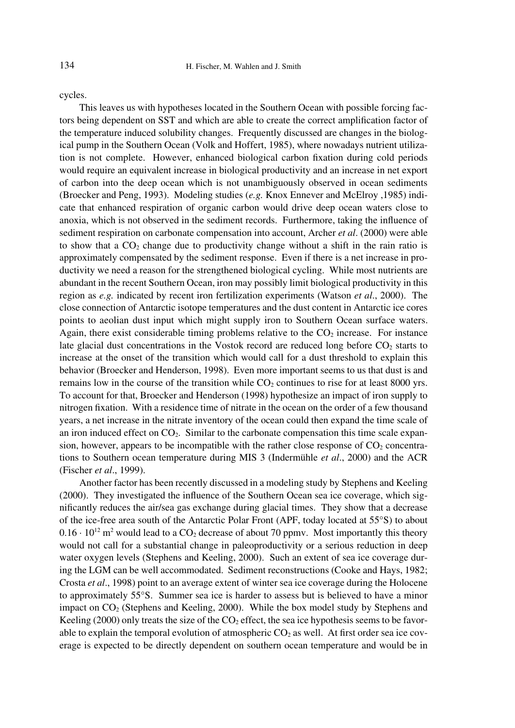cycles.

This leaves us with hypotheses located in the Southern Ocean with possible forcing factors being dependent on SST and which are able to create the correct amplification factor of the temperature induced solubility changes. Frequently discussed are changes in the biological pump in the Southern Ocean (Volk and Hoffert, 1985), where nowadays nutrient utilization is not complete. However, enhanced biological carbon fixation during cold periods would require an equivalent increase in biological productivity and an increase in net export of carbon into the deep ocean which is not unambiguously observed in ocean sediments (Broecker and Peng, 1993). Modeling studies (*e.g.* Knox Ennever and McElroy ,1985) indicate that enhanced respiration of organic carbon would drive deep ocean waters close to anoxia, which is not observed in the sediment records. Furthermore, taking the influence of sediment respiration on carbonate compensation into account, Archer *et al*. (2000) were able to show that a $CO_2$ change due to productivity change without a shift in the rain ratio is approximately compensated by the sediment response. Even if there is a net increase in productivity we need a reason for the strengthened biological cycling. While most nutrients are abundant in the recent Southern Ocean, iron may possibly limit biological productivity in this region as *e.g.* indicated by recent iron fertilization experiments (Watson *et al*., 2000). The close connection of Antarctic isotope temperatures and the dust content in Antarctic ice cores points to aeolian dust input which might supply iron to Southern Ocean surface waters. Again, there exist considerable timing problems relative to the $CO_2$ increase. For instance late glacial dust concentrations in the Vostok record are reduced long before $CO_2$ starts to increase at the onset of the transition which would call for a dust threshold to explain this behavior (Broecker and Henderson, 1998). Even more important seems to us that dust is and remains low in the course of the transition while $CO_2$ continues to rise for at least 8000 yrs. To account for that, Broecker and Henderson (1998) hypothesize an impact of iron supply to nitrogen fixation. With a residence time of nitrate in the ocean on the order of a few thousand years, a net increase in the nitrate inventory of the ocean could then expand the time scale of an iron induced effect on $CO_2$. Similar to the carbonate compensation this time scale expansion, however, appears to be incompatible with the rather close response of $CO_2$ concentrations to Southern ocean temperature during MIS 3 (Indermühle *et al*., 2000) and the ACR (Fischer *et al*., 1999).

Another factor has been recently discussed in a modeling study by Stephens and Keeling (2000). They investigated the influence of the Southern Ocean sea ice coverage, which significantly reduces the air/sea gas exchange during glacial times. They show that a decrease of the ice-free area south of the Antarctic Polar Front (APF, today located at 55°S) to about $0.16 \cdot 10^{12}$ m$^2$ would lead to a $CO_2$ decrease of about 70 ppmv. Most importantly this theory would not call for a substantial change in paleoproductivity or a serious reduction in deep water oxygen levels (Stephens and Keeling, 2000). Such an extent of sea ice coverage during the LGM can be well accommodated. Sediment reconstructions (Cooke and Hays, 1982; Crosta *et al*., 1998) point to an average extent of winter sea ice coverage during the Holocene to approximately 55°S. Summer sea ice is harder to assess but is believed to have a minor impact on $CO_2$ (Stephens and Keeling, 2000). While the box model study by Stephens and Keeling (2000) only treats the size of the $CO_2$ effect, the sea ice hypothesis seems to be favorable to explain the temporal evolution of atmospheric $CO_2$ as well. At first order sea ice coverage is expected to be directly dependent on southern ocean temperature and would be in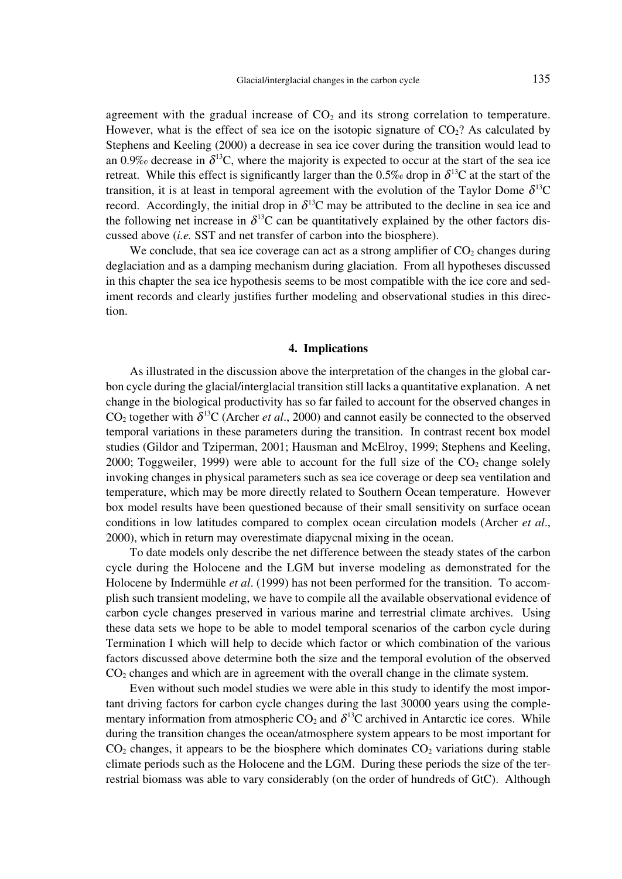agreement with the gradual increase of $CO_2$ and its strong correlation to temperature. However, what is the effect of sea ice on the isotopic signature of $CO_2$? As calculated by Stephens and Keeling (2000) a decrease in sea ice cover during the transition would lead to an 0.9‰ decrease in $\delta^{13}C$, where the majority is expected to occur at the start of the sea ice retreat. While this effect is significantly larger than the 0.5‰ drop in $\delta^{13}C$ at the start of the transition, it is at least in temporal agreement with the evolution of the Taylor Dome $\delta^{13}C$ record. Accordingly, the initial drop in $\delta^{13}C$ may be attributed to the decline in sea ice and the following net increase in $\delta^{13}C$ can be quantitatively explained by the other factors discussed above (*i.e.* SST and net transfer of carbon into the biosphere).

We conclude, that sea ice coverage can act as a strong amplifier of $CO_2$ changes during deglaciation and as a damping mechanism during glaciation. From all hypotheses discussed in this chapter the sea ice hypothesis seems to be most compatible with the ice core and sediment records and clearly justifies further modeling and observational studies in this direction.

## 4. Implications

As illustrated in the discussion above the interpretation of the changes in the global carbon cycle during the glacial/interglacial transition still lacks a quantitative explanation. A net change in the biological productivity has so far failed to account for the observed changes in $CO_2$ together with $\delta^{13}C$ (Archer *et al*., 2000) and cannot easily be connected to the observed temporal variations in these parameters during the transition. In contrast recent box model studies (Gildor and Tziperman, 2001; Hausman and McElroy, 1999; Stephens and Keeling, 2000; Toggweiler, 1999) were able to account for the full size of the $CO_2$ change solely invoking changes in physical parameters such as sea ice coverage or deep sea ventilation and temperature, which may be more directly related to Southern Ocean temperature. However box model results have been questioned because of their small sensitivity on surface ocean conditions in low latitudes compared to complex ocean circulation models (Archer *et al*., 2000), which in return may overestimate diapycnal mixing in the ocean.

To date models only describe the net difference between the steady states of the carbon cycle during the Holocene and the LGM but inverse modeling as demonstrated for the Holocene by Indermühle *et al*. (1999) has not been performed for the transition. To accomplish such transient modeling, we have to compile all the available observational evidence of carbon cycle changes preserved in various marine and terrestrial climate archives. Using these data sets we hope to be able to model temporal scenarios of the carbon cycle during Termination I which will help to decide which factor or which combination of the various factors discussed above determine both the size and the temporal evolution of the observed $CO_2$ changes and which are in agreement with the overall change in the climate system.

Even without such model studies we were able in this study to identify the most important driving factors for carbon cycle changes during the last 30000 years using the complementary information from atmospheric $CO_2$ and $\delta^{13}C$ archived in Antarctic ice cores. While during the transition changes the ocean/atmosphere system appears to be most important for $CO_2$ changes, it appears to be the biosphere which dominates $CO_2$ variations during stable climate periods such as the Holocene and the LGM. During these periods the size of the terrestrial biomass was able to vary considerably (on the order of hundreds of GtC). Although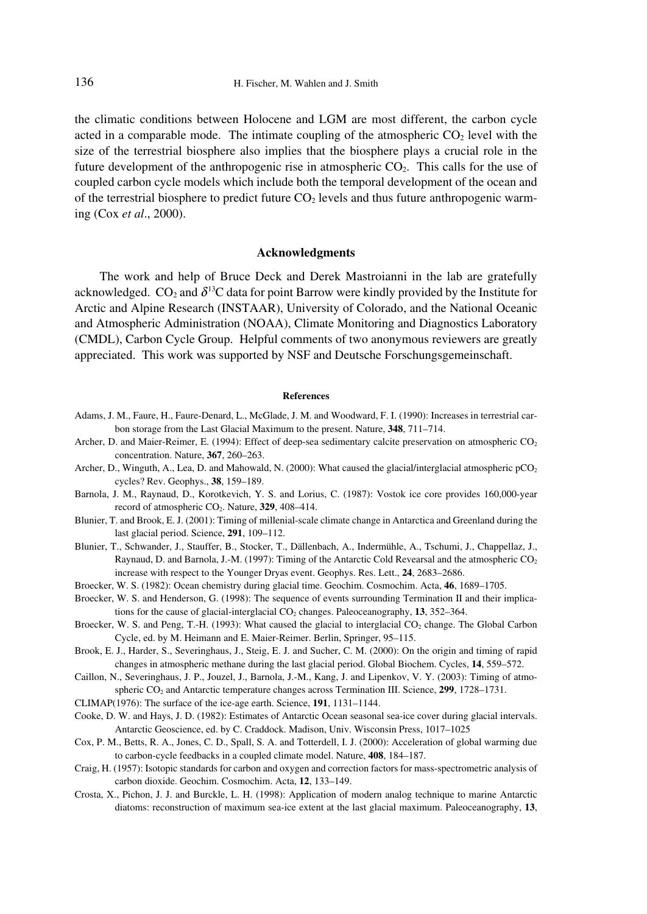the climatic conditions between Holocene and LGM are most different, the carbon cycle acted in a comparable mode. The intimate coupling of the atmospheric $CO_2$ level with the size of the terrestrial biosphere also implies that the biosphere plays a crucial role in the future development of the anthropogenic rise in atmospheric $CO_2$. This calls for the use of coupled carbon cycle models which include both the temporal development of the ocean and of the terrestrial biosphere to predict future $CO_2$ levels and thus future anthropogenic warming (Cox *et al*., 2000).

## Acknowledgments

The work and help of Bruce Deck and Derek Mastroianni in the lab are gratefully acknowledged. $CO_2$ and $\delta^{13}C$ data for point Barrow were kindly provided by the Institute for Arctic and Alpine Research (INSTAAR), University of Colorado, and the National Oceanic and Atmospheric Administration (NOAA), Climate Monitoring and Diagnostics Laboratory (CMDL), Carbon Cycle Group. Helpful comments of two anonymous reviewers are greatly appreciated. This work was supported by NSF and Deutsche Forschungsgemeinschaft.

## References

Adams, J. M., Faure, H., Faure-Denard, L., McGlade, J. M. and Woodward, F. I. (1990): Increases in terrestrial carbon storage from the Last Glacial Maximum to the present. Nature, **348**, 711–714.

Archer, D. and Maier-Reimer, E. (1994): Effect of deep-sea sedimentary calcite preservation on atmospheric $CO_2$ concentration. Nature, **367**, 260–263.

Archer, D., Winguth, A., Lea, D. and Mahowald, N. (2000): What caused the glacial/interglacial atmospheric $pCO_2$ cycles? Rev. Geophys., **38**, 159–189.

Barnola, J. M., Raynaud, D., Korotkevich, Y. S. and Lorius, C. (1987): Vostok ice core provides 160,000-year record of atmospheric $CO_2$. Nature, **329**, 408–414.

Blunier, T. and Brook, E. J. (2001): Timing of millenial-scale climate change in Antarctica and Greenland during the last glacial period. Science, **291**, 109–112.

Blunier, T., Schwander, J., Stauffer, B., Stocker, T., Dällenbach, A., Indermühle, A., Tschumi, J., Chappellaz, J., Raynaud, D. and Barnola, J.-M. (1997): Timing of the Antarctic Cold Revearsal and the atmospheric $CO_2$ increase with respect to the Younger Dryas event. Geophys. Res. Lett., **24**, 2683–2686.

Broecker, W. S. (1982): Ocean chemistry during glacial time. Geochim. Cosmochim. Acta, **46**, 1689–1705.

Broecker, W. S. and Henderson, G. (1998): The sequence of events surrounding Termination II and their implications for the cause of glacial-interglacial $CO_2$ changes. Paleoceanography, **13**, 352–364.

Broecker, W. S. and Peng, T.-H. (1993): What caused the glacial to interglacial $CO_2$ change. The Global Carbon Cycle, ed. by M. Heimann and E. Maier-Reimer. Berlin, Springer, 95–115.

Brook, E. J., Harder, S., Severinghaus, J., Steig, E. J. and Sucher, C. M. (2000): On the origin and timing of rapid changes in atmospheric methane during the last glacial period. Global Biochem. Cycles, **14**, 559–572.

Caillon, N., Severinghaus, J. P., Jouzel, J., Barnola, J.-M., Kang, J. and Lipenkov, V. Y. (2003): Timing of atmospheric $CO_2$ and Antarctic temperature changes across Termination III. Science, **299**, 1728–1731.

CLIMAP(1976): The surface of the ice-age earth. Science, **191**, 1131–1144.

Cooke, D. W. and Hays, J. D. (1982): Estimates of Antarctic Ocean seasonal sea-ice cover during glacial intervals. Antarctic Geoscience, ed. by C. Craddock. Madison, Univ. Wisconsin Press, 1017–1025

Cox, P. M., Betts, R. A., Jones, C. D., Spall, S. A. and Totterdell, I. J. (2000): Acceleration of global warming due to carbon-cycle feedbacks in a coupled climate model. Nature, **408**, 184–187.

Craig, H. (1957): Isotopic standards for carbon and oxygen and correction factors for mass-spectrometric analysis of carbon dioxide. Geochim. Cosmochim. Acta, **12**, 133–149.

Crosta, X., Pichon, J. J. and Burckle, L. H. (1998): Application of modern analog technique to marine Antarctic diatoms: reconstruction of maximum sea-ice extent at the last glacial maximum. Paleoceanography, **13**,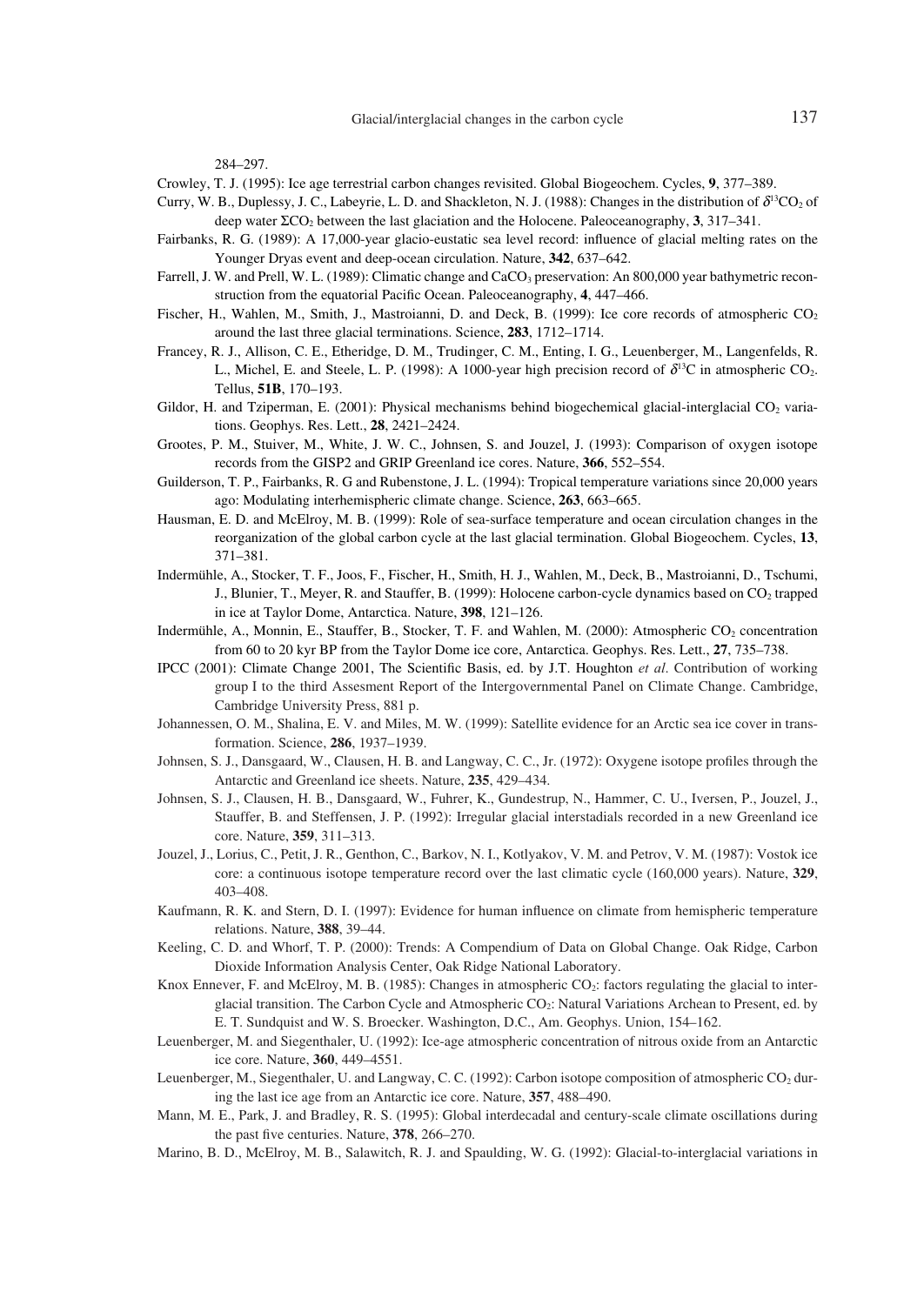284–297.

Crowley, T. J. (1995): Ice age terrestrial carbon changes revisited. Global Biogeochem. Cycles, **9**, 377–389.

Curry, W. B., Duplessy, J. C., Labeyrie, L. D. and Shackleton, N. J. (1988): Changes in the distribution of $\delta^{13}CO_2$ of deep water $\Sigma CO_2$ between the last glaciation and the Holocene. Paleoceanography, **3**, 317–341.

Fairbanks, R. G. (1989): A 17,000-year glacio-eustatic sea level record: influence of glacial melting rates on the Younger Dryas event and deep-ocean circulation. Nature, **342**, 637–642.

Farrell, J. W. and Prell, W. L. (1989): Climatic change and $CaCO_3$ preservation: An 800,000 year bathymetric reconstruction from the equatorial Pacific Ocean. Paleoceanography, **4**, 447–466.

Fischer, H., Wahlen, M., Smith, J., Mastroianni, D. and Deck, B. (1999): Ice core records of atmospheric $CO_2$ around the last three glacial terminations. Science, **283**, 1712–1714.

Francey, R. J., Allison, C. E., Etheridge, D. M., Trudinger, C. M., Enting, I. G., Leuenberger, M., Langenfelds, R. L., Michel, E. and Steele, L. P. (1998): A 1000-year high precision record of $\delta^{13}C$ in atmospheric $CO_2$. Tellus, **51B**, 170–193.

Gildor, H. and Tziperman, E. (2001): Physical mechanisms behind biogechemical glacial-interglacial $CO_2$ variations. Geophys. Res. Lett., **28**, 2421–2424.

Grootes, P. M., Stuiver, M., White, J. W. C., Johnsen, S. and Jouzel, J. (1993): Comparison of oxygen isotope records from the GISP2 and GRIP Greenland ice cores. Nature, **366**, 552–554.

Guilderson, T. P., Fairbanks, R. G and Rubenstone, J. L. (1994): Tropical temperature variations since 20,000 years ago: Modulating interhemispheric climate change. Science, **263**, 663–665.

Hausman, E. D. and McElroy, M. B. (1999): Role of sea-surface temperature and ocean circulation changes in the reorganization of the global carbon cycle at the last glacial termination. Global Biogeochem. Cycles, **13**, 371–381.

Indermühle, A., Stocker, T. F., Joos, F., Fischer, H., Smith, H. J., Wahlen, M., Deck, B., Mastroianni, D., Tschumi, J., Blunier, T., Meyer, R. and Stauffer, B. (1999): Holocene carbon-cycle dynamics based on $CO_2$ trapped in ice at Taylor Dome, Antarctica. Nature, **398**, 121–126.

Indermühle, A., Monnin, E., Stauffer, B., Stocker, T. F. and Wahlen, M. (2000): Atmospheric $CO_2$ concentration from 60 to 20 kyr BP from the Taylor Dome ice core, Antarctica. Geophys. Res. Lett., **27**, 735–738.

IPCC (2001): Climate Change 2001, The Scientific Basis, ed. by J.T. Houghton *et al*. Contribution of working group I to the third Assesment Report of the Intergovernmental Panel on Climate Change. Cambridge, Cambridge University Press, 881 p.

Johannessen, O. M., Shalina, E. V. and Miles, M. W. (1999): Satellite evidence for an Arctic sea ice cover in transformation. Science, **286**, 1937–1939.

Johnsen, S. J., Dansgaard, W., Clausen, H. B. and Langway, C. C., Jr. (1972): Oxygene isotope profiles through the Antarctic and Greenland ice sheets. Nature, **235**, 429–434.

Johnsen, S. J., Clausen, H. B., Dansgaard, W., Fuhrer, K., Gundestrup, N., Hammer, C. U., Iversen, P., Jouzel, J., Stauffer, B. and Steffensen, J. P. (1992): Irregular glacial interstadials recorded in a new Greenland ice core. Nature, **359**, 311–313.

Jouzel, J., Lorius, C., Petit, J. R., Genthon, C., Barkov, N. I., Kotlyakov, V. M. and Petrov, V. M. (1987): Vostok ice core: a continuous isotope temperature record over the last climatic cycle (160,000 years). Nature, **329**, 403–408.

Kaufmann, R. K. and Stern, D. I. (1997): Evidence for human influence on climate from hemispheric temperature relations. Nature, **388**, 39–44.

Keeling, C. D. and Whorf, T. P. (2000): Trends: A Compendium of Data on Global Change. Oak Ridge, Carbon Dioxide Information Analysis Center, Oak Ridge National Laboratory.

Knox Ennever, F. and McElroy, M. B. (1985): Changes in atmospheric $CO_2$: factors regulating the glacial to interglacial transition. The Carbon Cycle and Atmospheric $CO_2$: Natural Variations Archean to Present, ed. by E. T. Sundquist and W. S. Broecker. Washington, D.C., Am. Geophys. Union, 154–162.

Leuenberger, M. and Siegenthaler, U. (1992): Ice-age atmospheric concentration of nitrous oxide from an Antarctic ice core. Nature, **360**, 449–4551.

Leuenberger, M., Siegenthaler, U. and Langway, C. C. (1992): Carbon isotope composition of atmospheric $CO_2$ during the last ice age from an Antarctic ice core. Nature, **357**, 488–490.

Mann, M. E., Park, J. and Bradley, R. S. (1995): Global interdecadal and century-scale climate oscillations during the past five centuries. Nature, **378**, 266–270.

Marino, B. D., McElroy, M. B., Salawitch, R. J. and Spaulding, W. G. (1992): Glacial-to-interglacial variations in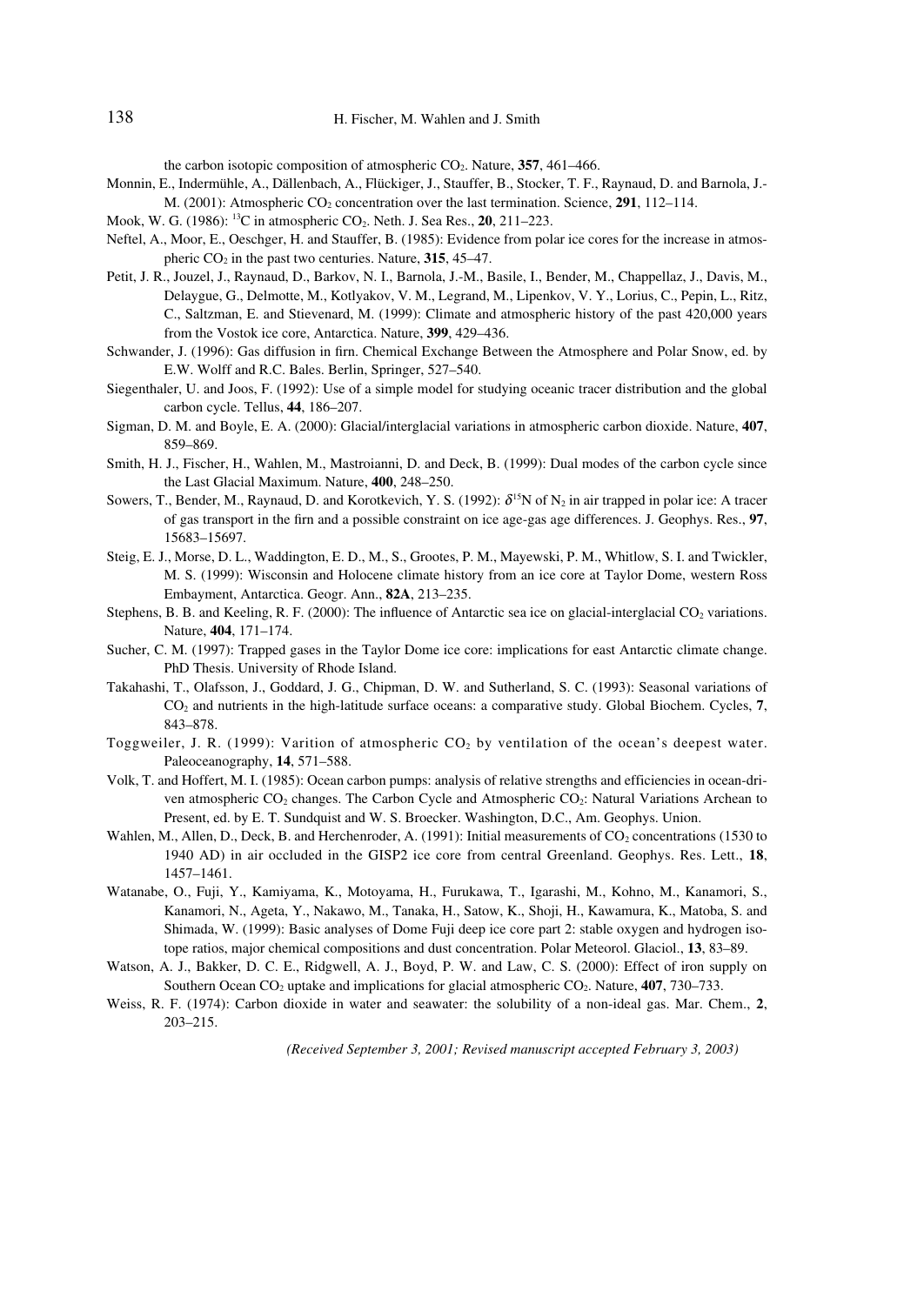the carbon isotopic composition of atmospheric $CO_2$. Nature, **357**, 461–466.

Monnin, E., Indermühle, A., Dällenbach, A., Flückiger, J., Stauffer, B., Stocker, T. F., Raynaud, D. and Barnola, J.-M. (2001): Atmospheric $CO_2$ concentration over the last termination. Science, **291**, 112–114.

Mook, W. G. (1986): $^{13}C$ in atmospheric $CO_2$. Neth. J. Sea Res., **20**, 211–223.

Neftel, A., Moor, E., Oeschger, H. and Stauffer, B. (1985): Evidence from polar ice cores for the increase in atmospheric $CO_2$ in the past two centuries. Nature, **315**, 45–47.

Petit, J. R., Jouzel, J., Raynaud, D., Barkov, N. I., Barnola, J.-M., Basile, I., Bender, M., Chappellaz, J., Davis, M., Delaygue, G., Delmotte, M., Kotlyakov, V. M., Legrand, M., Lipenkov, V. Y., Lorius, C., Pepin, L., Ritz, C., Saltzman, E. and Stievenard, M. (1999): Climate and atmospheric history of the past 420,000 years from the Vostok ice core, Antarctica. Nature, **399**, 429–436.

Schwander, J. (1996): Gas diffusion in firn. Chemical Exchange Between the Atmosphere and Polar Snow, ed. by E.W. Wolff and R.C. Bales. Berlin, Springer, 527–540.

Siegenthaler, U. and Joos, F. (1992): Use of a simple model for studying oceanic tracer distribution and the global carbon cycle. Tellus, **44**, 186–207.

Sigman, D. M. and Boyle, E. A. (2000): Glacial/interglacial variations in atmospheric carbon dioxide. Nature, **407**, 859–869.

Smith, H. J., Fischer, H., Wahlen, M., Mastroianni, D. and Deck, B. (1999): Dual modes of the carbon cycle since the Last Glacial Maximum. Nature, **400**, 248–250.

Sowers, T., Bender, M., Raynaud, D. and Korotkevich, Y. S. (1992): $\delta^{15}N$ of $N_2$ in air trapped in polar ice: A tracer of gas transport in the firn and a possible constraint on ice age-gas age differences. J. Geophys. Res., **97**, 15683–15697.

Steig, E. J., Morse, D. L., Waddington, E. D., M., S., Grootes, P. M., Mayewski, P. M., Whitlow, S. I. and Twickler, M. S. (1999): Wisconsin and Holocene climate history from an ice core at Taylor Dome, western Ross Embayment, Antarctica. Geogr. Ann., **82A**, 213–235.

Stephens, B. B. and Keeling, R. F. (2000): The influence of Antarctic sea ice on glacial-interglacial $CO_2$ variations. Nature, **404**, 171–174.

Sucher, C. M. (1997): Trapped gases in the Taylor Dome ice core: implications for east Antarctic climate change. PhD Thesis. University of Rhode Island.

Takahashi, T., Olafsson, J., Goddard, J. G., Chipman, D. W. and Sutherland, S. C. (1993): Seasonal variations of $CO_2$ and nutrients in the high-latitude surface oceans: a comparative study. Global Biochem. Cycles, **7**, 843–878.

Toggweiler, J. R. (1999): Varition of atmospheric $CO_2$ by ventilation of the ocean's deepest water. Paleoceanography, **14**, 571–588.

Volk, T. and Hoffert, M. I. (1985): Ocean carbon pumps: analysis of relative strengths and efficiencies in ocean-driven atmospheric $CO_2$ changes. The Carbon Cycle and Atmospheric $CO_2$: Natural Variations Archean to Present, ed. by E. T. Sundquist and W. S. Broecker. Washington, D.C., Am. Geophys. Union.

Wahlen, M., Allen, D., Deck, B. and Herchenroder, A. (1991): Initial measurements of $CO_2$ concentrations (1530 to 1940 AD) in air occluded in the GISP2 ice core from central Greenland. Geophys. Res. Lett., **18**, 1457–1461.

Watanabe, O., Fuji, Y., Kamiyama, K., Motoyama, H., Furukawa, T., Igarashi, M., Kohno, M., Kanamori, S., Kanamori, N., Ageta, Y., Nakawo, M., Tanaka, H., Satow, K., Shoji, H., Kawamura, K., Matoba, S. and Shimada, W. (1999): Basic analyses of Dome Fuji deep ice core part 2: stable oxygen and hydrogen isotope ratios, major chemical compositions and dust concentration. Polar Meteorol. Glaciol., **13**, 83–89.

Watson, A. J., Bakker, D. C. E., Ridgwell, A. J., Boyd, P. W. and Law, C. S. (2000): Effect of iron supply on Southern Ocean $CO_2$ uptake and implications for glacial atmospheric $CO_2$. Nature, **407**, 730–733.

Weiss, R. F. (1974): Carbon dioxide in water and seawater: the solubility of a non-ideal gas. Mar. Chem., **2**, 203–215.

*(Received September 3, 2001; Revised manuscript accepted February 3, 2003)*